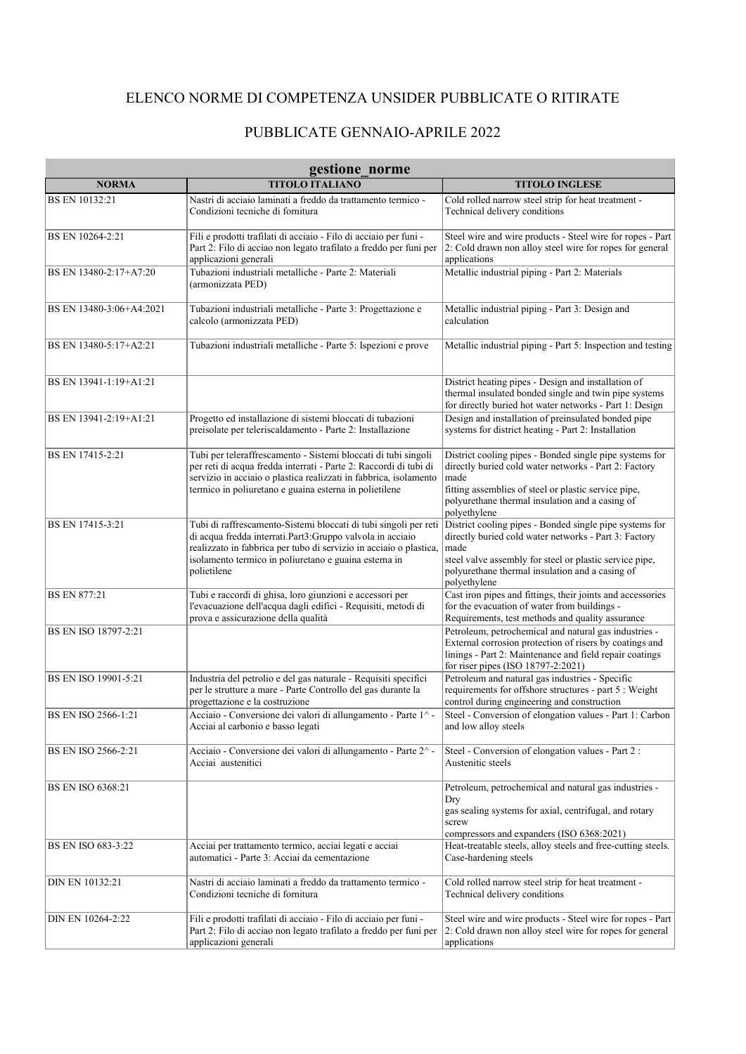# ELENCO NORME DI COMPETENZA UNSIDER PUBBLICATE O RITIRATE

## PUBBLICATE GENNAIO-APRILE 2022

| gestione_norme | | |
|---|---|---|
| **NORMA** | **TITOLO ITALIANO** | **TITOLO INGLESE** |
| BS EN 10132:21 | Nastri di acciaio laminati a freddo da trattamento termico - Condizioni tecniche di fornitura | Cold rolled narrow steel strip for heat treatment - Technical delivery conditions |
| BS EN 10264-2:21 | Fili e prodotti trafilati di acciaio - Filo di acciaio per funi - Part 2: Filo di acciao non legato trafilato a freddo per funi per applicazioni generali | Steel wire and wire products - Steel wire for ropes - Part 2: Cold drawn non alloy steel wire for ropes for general applications |
| BS EN 13480-2:17+A7:20 | Tubazioni industriali metalliche - Parte 2: Materiali (armonizzata PED) | Metallic industrial piping - Part 2: Materials |
| BS EN 13480-3:06+A4:2021 | Tubazioni industriali metalliche - Parte 3: Progettazione e calcolo (armonizzata PED) | Metallic industrial piping - Part 3: Design and calculation |
| BS EN 13480-5:17+A2:21 | Tubazioni industriali metalliche - Parte 5: Ispezioni e prove | Metallic industrial piping - Part 5: Inspection and testing |
| BS EN 13941-1:19+A1:21 | | District heating pipes - Design and installation of thermal insulated bonded single and twin pipe systems for directly buried hot water networks - Part 1: Design |
| BS EN 13941-2:19+A1:21 | Progetto ed installazione di sistemi bloccati di tubazioni preisolate per teleriscaldamento - Parte 2: Installazione | Design and installation of preinsulated bonded pipe systems for district heating - Part 2: Installation |
| BS EN 17415-2:21 | Tubi per teleraffrescamento - Sistemi bloccati di tubi singoli per reti di acqua fredda interrati - Parte 2: Raccordi di tubi di servizio in acciaio o plastica realizzati in fabbrica, isolamento termico in poliuretano e guaina esterna in polietilene | District cooling pipes - Bonded single pipe systems for directly buried cold water networks - Part 2: Factory made fitting assemblies of steel or plastic service pipe, polyurethane thermal insulation and a casing of polyethylene |
| BS EN 17415-3:21 | Tubi di raffrescamento-Sistemi bloccati di tubi singoli per reti di acqua fredda interrati.Part3:Gruppo valvola in acciaio realizzato in fabbrica per tubo di servizio in acciaio o plastica, isolamento termico in poliuretano e guaina esterna in polietilene | District cooling pipes - Bonded single pipe systems for directly buried cold water networks - Part 3: Factory made steel valve assembly for steel or plastic service pipe, polyurethane thermal insulation and a casing of polyethylene |
| BS EN 877:21 | Tubi e raccordi di ghisa, loro giunzioni e accessori per l'evacuazione dell'acqua dagli edifici - Requisiti, metodi di prova e assicurazione della qualità | Cast iron pipes and fittings, their joints and accessories for the evacuation of water from buildings - Requirements, test methods and quality assurance |
| BS EN ISO 18797-2:21 | | Petroleum, petrochemical and natural gas industries - External corrosion protection of risers by coatings and linings - Part 2: Maintenance and field repair coatings for riser pipes (ISO 18797-2:2021) |
| BS EN ISO 19901-5:21 | Industria del petrolio e del gas naturale - Requisiti specifici per le strutture a mare - Parte Controllo del gas durante la progettazione e la costruzione | Petroleum and natural gas industries - Specific requirements for offshore structures - part 5 : Weight control during engineering and construction |
| BS EN ISO 2566-1:21 | Acciaio - Conversione dei valori di allungamento - Parte 1^ - Acciai al carbonio e basso legati | Steel - Conversion of elongation values - Part 1: Carbon and low alloy steels |
| BS EN ISO 2566-2:21 | Acciaio - Conversione dei valori di allungamento - Parte 2^ - Acciai austenitici | Steel - Conversion of elongation values - Part 2 : Austenitic steels |
| BS EN ISO 6368:21 | | Petroleum, petrochemical and natural gas industries - Dry gas sealing systems for axial, centrifugal, and rotary screw compressors and expanders (ISO 6368:2021) |
| BS EN ISO 683-3:22 | Acciai per trattamento termico, acciai legati e acciai automatici - Parte 3: Acciai da cementazione | Heat-treatable steels, alloy steels and free-cutting steels. Case-hardening steels |
| DIN EN 10132:21 | Nastri di acciaio laminati a freddo da trattamento termico - Condizioni tecniche di fornitura | Cold rolled narrow steel strip for heat treatment - Technical delivery conditions |
| DIN EN 10264-2:22 | Fili e prodotti trafilati di acciaio - Filo di acciaio per funi - Part 2: Filo di acciao non legato trafilato a freddo per funi per applicazioni generali | Steel wire and wire products - Steel wire for ropes - Part 2: Cold drawn non alloy steel wire for ropes for general applications |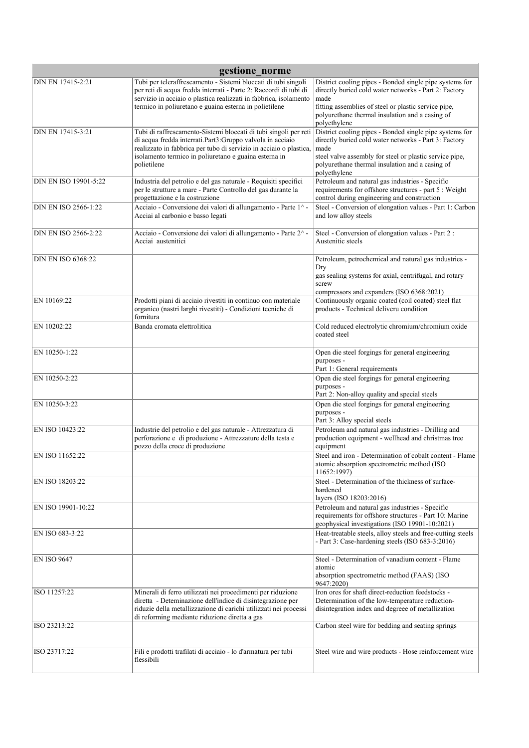| gestione_norme | | |
|---|---|---|
| DIN EN 17415-2:21 | Tubi per teleraffrescamento - Sistemi bloccati di tubi singoli per reti di acqua fredda interrati - Parte 2: Raccordi di tubi di servizio in acciaio o plastica realizzati in fabbrica, isolamento termico in poliuretano e guaina esterna in polietilene | District cooling pipes - Bonded single pipe systems for directly buried cold water networks - Part 2: Factory made fitting assemblies of steel or plastic service pipe, polyurethane thermal insulation and a casing of polyethylene |
| DIN EN 17415-3:21 | Tubi di raffrescamento-Sistemi bloccati di tubi singoli per reti di acqua fredda interrati.Part3:Gruppo valvola in acciaio realizzato in fabbrica per tubo di servizio in acciaio o plastica, isolamento termico in poliuretano e guaina esterna in polietilene | District cooling pipes - Bonded single pipe systems for directly buried cold water networks - Part 3: Factory made steel valve assembly for steel or plastic service pipe, polyurethane thermal insulation and a casing of polyethylene |
| DIN EN ISO 19901-5:22 | Industria del petrolio e del gas naturale - Requisiti specifici per le strutture a mare - Parte Controllo del gas durante la progettazione e la costruzione | Petroleum and natural gas industries - Specific requirements for offshore structures - part 5 : Weight control during engineering and construction |
| DIN EN ISO 2566-1:22 | Acciaio - Conversione dei valori di allungamento - Parte 1^ - Acciai al carbonio e basso legati | Steel - Conversion of elongation values - Part 1: Carbon and low alloy steels |
| DIN EN ISO 2566-2:22 | Acciaio - Conversione dei valori di allungamento - Parte 2^ - Acciai austenitici | Steel - Conversion of elongation values - Part 2 : Austenitic steels |
| DIN EN ISO 6368:22 | | Petroleum, petrochemical and natural gas industries - Dry gas sealing systems for axial, centrifugal, and rotary screw compressors and expanders (ISO 6368:2021) |
| EN 10169:22 | Prodotti piani di acciaio rivestiti in continuo con materiale organico (nastri larghi rivestiti) - Condizioni tecniche di fornitura | Continuously organic coated (coil coated) steel flat products - Technical deliveru condition |
| EN 10202:22 | Banda cromata elettrolitica | Cold reduced electrolytic chromium/chromium oxide coated steel |
| EN 10250-1:22 | | Open die steel forgings for general engineering purposes - Part 1: General requirements |
| EN 10250-2:22 | | Open die steel forgings for general engineering purposes - Part 2: Non-alloy quality and special steels |
| EN 10250-3:22 | | Open die steel forgings for general engineering purposes - Part 3: Alloy special steels |
| EN ISO 10423:22 | Industrie del petrolio e del gas naturale - Attrezzatura di perforazione e di produzione - Attrezzature della testa e pozzo della croce di produzione | Petroleum and natural gas industries - Drilling and production equipment - wellhead and christmas tree equipment |
| EN ISO 11652:22 | | Steel and iron - Determination of cobalt content - Flame atomic absorption spectrometric method (ISO 11652:1997) |
| EN ISO 18203:22 | | Steel - Determination of the thickness of surface-hardened layers (ISO 18203:2016) |
| EN ISO 19901-10:22 | | Petroleum and natural gas industries - Specific requirements for offshore structures - Part 10: Marine geophysical investigations (ISO 19901-10:2021) |
| EN ISO 683-3:22 | | Heat-treatable steels, alloy steels and free-cutting steels - Part 3: Case-hardening steels (ISO 683-3:2016) |
| EN ISO 9647 | | Steel - Determination of vanadium content - Flame atomic absorption spectrometric method (FAAS) (ISO 9647:2020) |
| ISO 11257:22 | Minerali di ferro utilizzati nei procedimenti per riduzione diretta - Deteminazione dell'indice di disintegrazione per riduzie della metallizzazione di carichi utilizzati nei processi di reforming mediante riduzione diretta a gas | Iron ores for shaft direct-reduction feedstocks - Determination of the low-temperature reduction-disintegration index and degreee of metallization |
| ISO 23213:22 | | Carbon steel wire for bedding and seating springs |
| ISO 23717:22 | Fili e prodotti trafilati di acciaio - lo d'armatura per tubi flessibili | Steel wire and wire products - Hose reinforcement wire |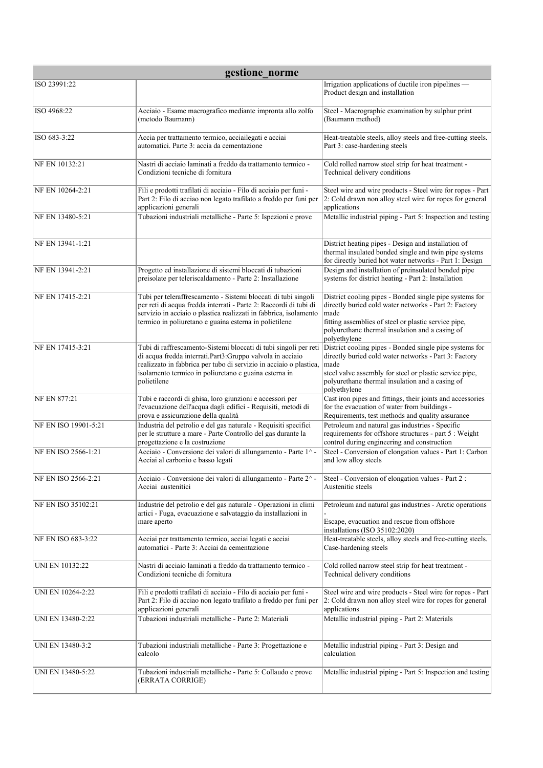| gestione_norme | | |
|---|---|---|
| ISO 23991:22 | | Irrigation applications of ductile iron pipelines — Product design and installation |
| ISO 4968:22 | Acciaio - Esame macrografico mediante impronta allo zolfo (metodo Baumann) | Steel - Macrographic examination by sulphur print (Baumann method) |
| ISO 683-3:22 | Accia per trattamento termico, acciailegati e acciai automatici. Parte 3: accia da cementazione | Heat-treatable steels, alloy steels and free-cutting steels. Part 3: case-hardening steels |
| NF EN 10132:21 | Nastri di acciaio laminati a freddo da trattamento termico - Condizioni tecniche di fornitura | Cold rolled narrow steel strip for heat treatment - Technical delivery conditions |
| NF EN 10264-2:21 | Fili e prodotti trafilati di acciaio - Filo di acciaio per funi - Part 2: Filo di acciao non legato trafilato a freddo per funi per applicazioni generali | Steel wire and wire products - Steel wire for ropes - Part 2: Cold drawn non alloy steel wire for ropes for general applications |
| NF EN 13480-5:21 | Tubazioni industriali metalliche - Parte 5: Ispezioni e prove | Metallic industrial piping - Part 5: Inspection and testing |
| NF EN 13941-1:21 | | District heating pipes - Design and installation of thermal insulated bonded single and twin pipe systems for directly buried hot water networks - Part 1: Design |
| NF EN 13941-2:21 | Progetto ed installazione di sistemi bloccati di tubazioni preisolate per teleriscaldamento - Parte 2: Installazione | Design and installation of preinsulated bonded pipe systems for district heating - Part 2: Installation |
| NF EN 17415-2:21 | Tubi per teleraffrescamento - Sistemi bloccati di tubi singoli per reti di acqua fredda interrati - Parte 2: Raccordi di tubi di servizio in acciaio o plastica realizzati in fabbrica, isolamento termico in poliuretano e guaina esterna in polietilene | District cooling pipes - Bonded single pipe systems for directly buried cold water networks - Part 2: Factory made fitting assemblies of steel or plastic service pipe, polyurethane thermal insulation and a casing of polyethylene |
| NF EN 17415-3:21 | Tubi di raffrescamento-Sistemi bloccati di tubi singoli per reti di acqua fredda interrati.Part3:Gruppo valvola in acciaio realizzato in fabbrica per tubo di servizio in acciaio o plastica, isolamento termico in poliuretano e guaina esterna in polietilene | District cooling pipes - Bonded single pipe systems for directly buried cold water networks - Part 3: Factory made steel valve assembly for steel or plastic service pipe, polyurethane thermal insulation and a casing of polyethylene |
| NF EN 877:21 | Tubi e raccordi di ghisa, loro giunzioni e accessori per l'evacuazione dell'acqua dagli edifici - Requisiti, metodi di prova e assicurazione della qualità | Cast iron pipes and fittings, their joints and accessories for the evacuation of water from buildings - Requirements, test methods and quality assurance |
| NF EN ISO 19901-5:21 | Industria del petrolio e del gas naturale - Requisiti specifici per le strutture a mare - Parte Controllo del gas durante la progettazione e la costruzione | Petroleum and natural gas industries - Specific requirements for offshore structures - part 5 : Weight control during engineering and construction |
| NF EN ISO 2566-1:21 | Acciaio - Conversione dei valori di allungamento - Parte 1^ - Acciai al carbonio e basso legati | Steel - Conversion of elongation values - Part 1: Carbon and low alloy steels |
| NF EN ISO 2566-2:21 | Acciaio - Conversione dei valori di allungamento - Parte 2^ - Acciai austenitici | Steel - Conversion of elongation values - Part 2 : Austenitic steels |
| NF EN ISO 35102:21 | Industrie del petrolio e del gas naturale - Operazioni in climi artici - Fuga, evacuazione e salvataggio da installazioni in mare aperto | Petroleum and natural gas industries - Arctic operations - Escape, evacuation and rescue from offshore installations (ISO 35102:2020) |
| NF EN ISO 683-3:22 | Acciai per trattamento termico, acciai legati e acciai automatici - Parte 3: Acciai da cementazione | Heat-treatable steels, alloy steels and free-cutting steels. Case-hardening steels |
| UNI EN 10132:22 | Nastri di acciaio laminati a freddo da trattamento termico - Condizioni tecniche di fornitura | Cold rolled narrow steel strip for heat treatment - Technical delivery conditions |
| UNI EN 10264-2:22 | Fili e prodotti trafilati di acciaio - Filo di acciaio per funi - Part 2: Filo di acciao non legato trafilato a freddo per funi per applicazioni generali | Steel wire and wire products - Steel wire for ropes - Part 2: Cold drawn non alloy steel wire for ropes for general applications |
| UNI EN 13480-2:22 | Tubazioni industriali metalliche - Parte 2: Materiali | Metallic industrial piping - Part 2: Materials |
| UNI EN 13480-3:2 | Tubazioni industriali metalliche - Parte 3: Progettazione e calcolo | Metallic industrial piping - Part 3: Design and calculation |
| UNI EN 13480-5:22 | Tubazioni industriali metalliche - Parte 5: Collaudo e prove (ERRATA CORRIGE) | Metallic industrial piping - Part 5: Inspection and testing |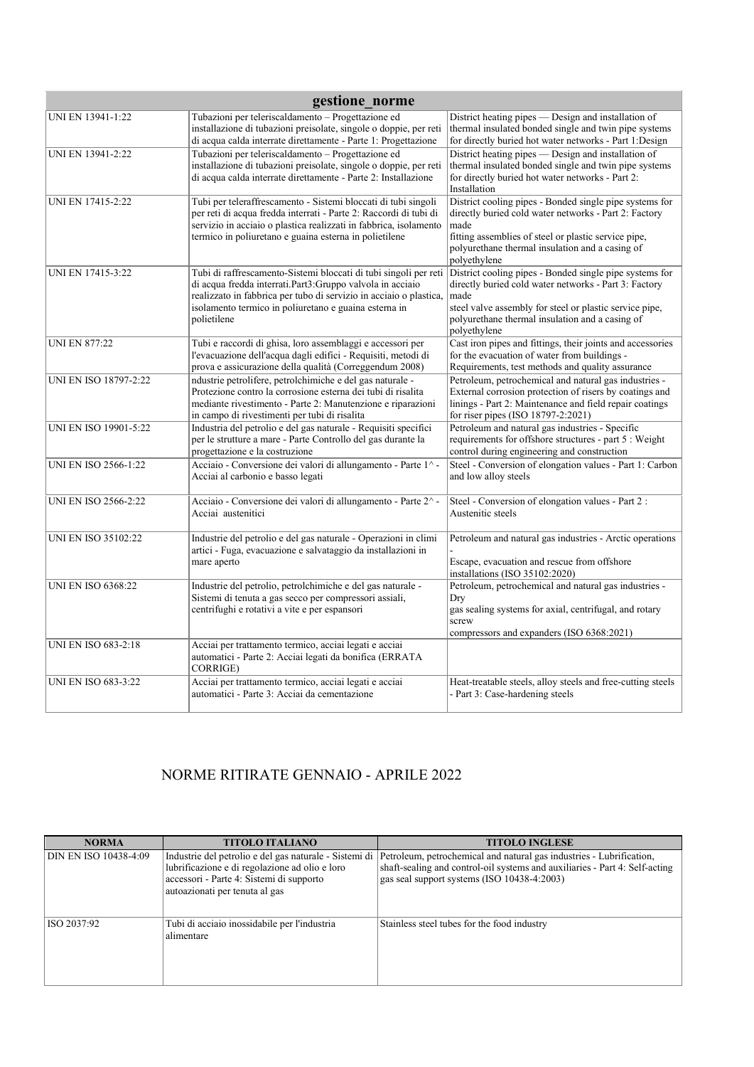| gestione_norme | | |
|---|---|---|
| UNI EN 13941-1:22 | Tubazioni per teleriscaldamento – Progettazione ed installazione di tubazioni preisolate, singole o doppie, per reti di acqua calda interrate direttamente - Parte 1: Progettazione | District heating pipes — Design and installation of thermal insulated bonded single and twin pipe systems for directly buried hot water networks - Part 1:Design |
| UNI EN 13941-2:22 | Tubazioni per teleriscaldamento – Progettazione ed installazione di tubazioni preisolate, singole o doppie, per reti di acqua calda interrate direttamente - Parte 2: Installazione | District heating pipes — Design and installation of thermal insulated bonded single and twin pipe systems for directly buried hot water networks - Part 2: Installation |
| UNI EN 17415-2:22 | Tubi per teleraffrescamento - Sistemi bloccati di tubi singoli per reti di acqua fredda interrati - Parte 2: Raccordi di tubi di servizio in acciaio o plastica realizzati in fabbrica, isolamento termico in poliuretano e guaina esterna in polietilene | District cooling pipes - Bonded single pipe systems for directly buried cold water networks - Part 2: Factory made fitting assemblies of steel or plastic service pipe, polyurethane thermal insulation and a casing of polyethylene |
| UNI EN 17415-3:22 | Tubi di raffrescamento-Sistemi bloccati di tubi singoli per reti di acqua fredda interrati.Part3:Gruppo valvola in acciaio realizzato in fabbrica per tubo di servizio in acciaio o plastica, isolamento termico in poliuretano e guaina esterna in polietilene | District cooling pipes - Bonded single pipe systems for directly buried cold water networks - Part 3: Factory made steel valve assembly for steel or plastic service pipe, polyurethane thermal insulation and a casing of polyethylene |
| UNI EN 877:22 | Tubi e raccordi di ghisa, loro assemblaggi e accessori per l'evacuazione dell'acqua dagli edifici - Requisiti, metodi di prova e assicurazione della qualità (Correggendum 2008) | Cast iron pipes and fittings, their joints and accessories for the evacuation of water from buildings - Requirements, test methods and quality assurance |
| UNI EN ISO 18797-2:22 | ndustrie petrolifere, petrolchimiche e del gas naturale - Protezione contro la corrosione esterna dei tubi di risalita mediante rivestimento - Parte 2: Manutenzione e riparazioni in campo di rivestimenti per tubi di risalita | Petroleum, petrochemical and natural gas industries - External corrosion protection of risers by coatings and linings - Part 2: Maintenance and field repair coatings for riser pipes (ISO 18797-2:2021) |
| UNI EN ISO 19901-5:22 | Industria del petrolio e del gas naturale - Requisiti specifici per le strutture a mare - Parte Controllo del gas durante la progettazione e la costruzione | Petroleum and natural gas industries - Specific requirements for offshore structures - part 5 : Weight control during engineering and construction |
| UNI EN ISO 2566-1:22 | Acciaio - Conversione dei valori di allungamento - Parte 1^ - Acciai al carbonio e basso legati | Steel - Conversion of elongation values - Part 1: Carbon and low alloy steels |
| UNI EN ISO 2566-2:22 | Acciaio - Conversione dei valori di allungamento - Parte 2^ - Acciai austenitici | Steel - Conversion of elongation values - Part 2 : Austenitic steels |
| UNI EN ISO 35102:22 | Industrie del petrolio e del gas naturale - Operazioni in climi artici - Fuga, evacuazione e salvataggio da installazioni in mare aperto | Petroleum and natural gas industries - Arctic operations - Escape, evacuation and rescue from offshore installations (ISO 35102:2020) |
| UNI EN ISO 6368:22 | Industrie del petrolio, petrolchimiche e del gas naturale - Sistemi di tenuta a gas secco per compressori assiali, centrifughi e rotativi a vite e per espansori | Petroleum, petrochemical and natural gas industries - Dry gas sealing systems for axial, centrifugal, and rotary screw compressors and expanders (ISO 6368:2021) |
| UNI EN ISO 683-2:18 | Acciai per trattamento termico, acciai legati e acciai automatici - Parte 2: Acciai legati da bonifica (ERRATA CORRIGE) | |
| UNI EN ISO 683-3:22 | Acciai per trattamento termico, acciai legati e acciai automatici - Parte 3: Acciai da cementazione | Heat-treatable steels, alloy steels and free-cutting steels - Part 3: Case-hardening steels |

## NORME RITIRATE GENNAIO - APRILE 2022

| NORMA | TITOLO ITALIANO | TITOLO INGLESE |
|---|---|---|
| DIN EN ISO 10438-4:09 | Industrie del petrolio e del gas naturale - Sistemi di lubrificazione e di regolazione ad olio e loro accessori - Parte 4: Sistemi di supporto autoazionati per tenuta al gas | Petroleum, petrochemical and natural gas industries - Lubrification, shaft-sealing and control-oil systems and auxiliaries - Part 4: Self-acting gas seal support systems (ISO 10438-4:2003) |
| ISO 2037:92 | Tubi di acciaio inossidabile per l'industria alimentare | Stainless steel tubes for the food industry |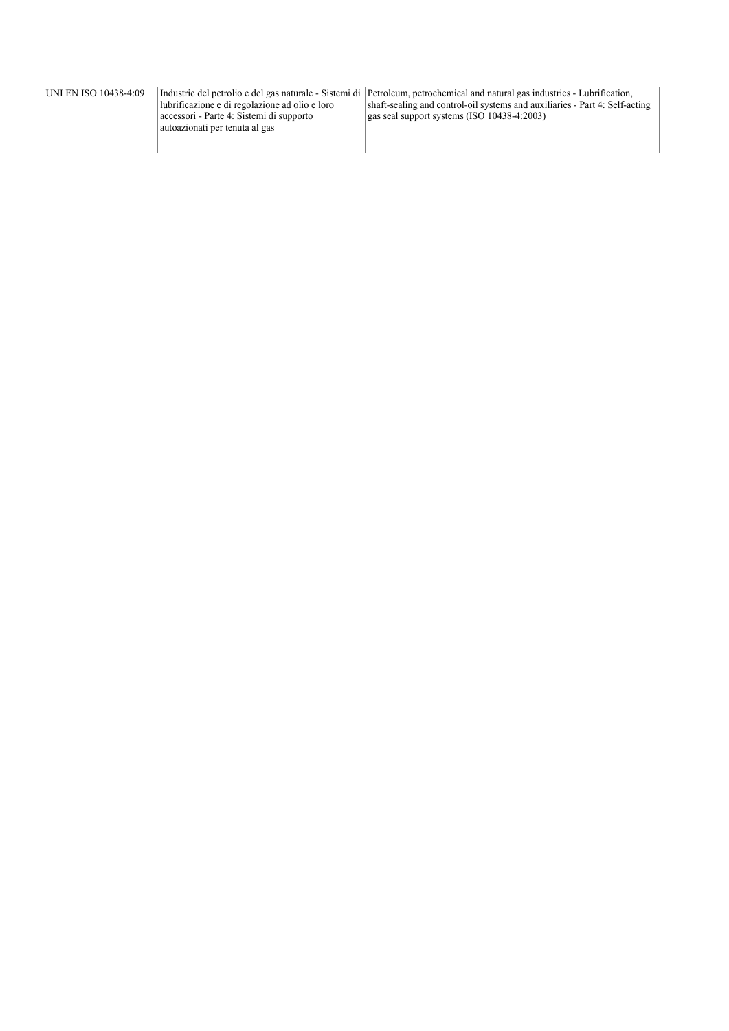| | | |
|---|---|---|
| UNI EN ISO 10438-4:09 | Industrie del petrolio e del gas naturale - Sistemi di lubrificazione e di regolazione ad olio e loro accessori - Parte 4: Sistemi di supporto autoazionati per tenuta al gas | Petroleum, petrochemical and natural gas industries - Lubrification, shaft-sealing and control-oil systems and auxiliaries - Part 4: Self-acting gas seal support systems (ISO 10438-4:2003) |